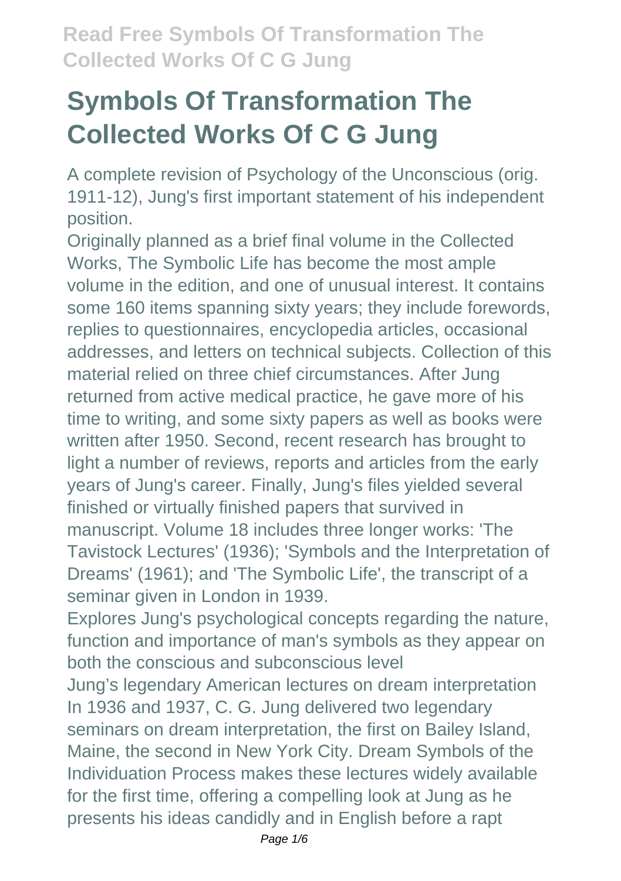# Symbols Of Transformation The Collected Works Of C G Jung

A complete revision of Psychology of the Unconscious (orig. 1911-12), Jung's first important statement of his independent position.

Originally planned as a brief final volume in the Collected Works, The Symbolic Life has become the most ample volume in the edition, and one of unusual interest. It contains some 160 items spanning sixty years; they include forewords, replies to questionnaires, encyclopedia articles, occasional addresses, and letters on technical subjects. Collection of this material relied on three chief circumstances. After Jung returned from active medical practice, he gave more of his time to writing, and some sixty papers as well as books were written after 1950. Second, recent research has brought to light a number of reviews, reports and articles from the early years of Jung's career. Finally, Jung's files yielded several finished or virtually finished papers that survived in manuscript. Volume 18 includes three longer works: 'The Tavistock Lectures' (1936); 'Symbols and the Interpretation of Dreams' (1961); and 'The Symbolic Life', the transcript of a seminar given in London in 1939.

Explores Jung's psychological concepts regarding the nature, function and importance of man's symbols as they appear on both the conscious and subconscious level

Jung's legendary American lectures on dream interpretation In 1936 and 1937, C. G. Jung delivered two legendary seminars on dream interpretation, the first on Bailey Island, Maine, the second in New York City. Dream Symbols of the Individuation Process makes these lectures widely available for the first time, offering a compelling look at Jung as he presents his ideas candidly and in English before a rapt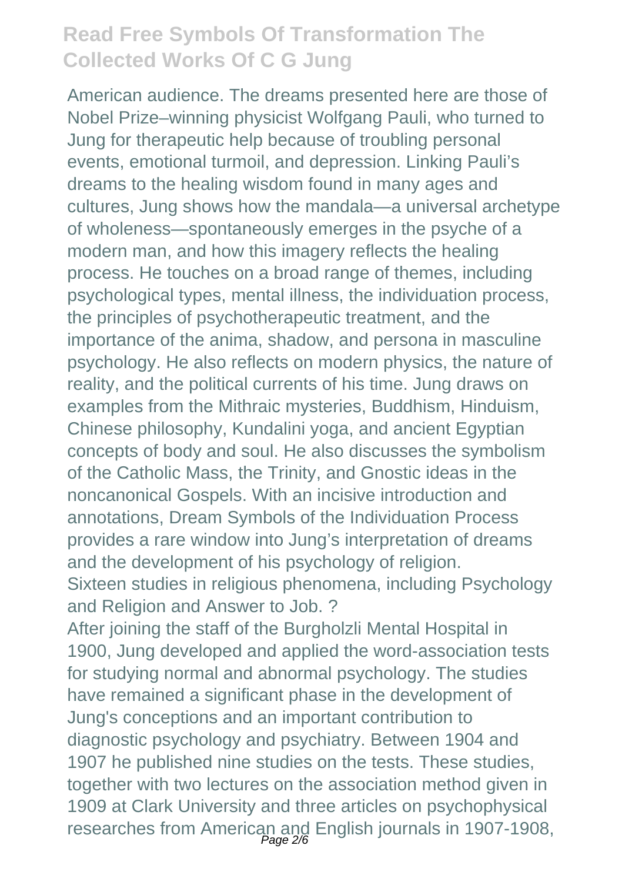American audience. The dreams presented here are those of Nobel Prize–winning physicist Wolfgang Pauli, who turned to Jung for therapeutic help because of troubling personal events, emotional turmoil, and depression. Linking Pauli's dreams to the healing wisdom found in many ages and cultures, Jung shows how the mandala—a universal archetype of wholeness—spontaneously emerges in the psyche of a modern man, and how this imagery reflects the healing process. He touches on a broad range of themes, including psychological types, mental illness, the individuation process, the principles of psychotherapeutic treatment, and the importance of the anima, shadow, and persona in masculine psychology. He also reflects on modern physics, the nature of reality, and the political currents of his time. Jung draws on examples from the Mithraic mysteries, Buddhism, Hinduism, Chinese philosophy, Kundalini yoga, and ancient Egyptian concepts of body and soul. He also discusses the symbolism of the Catholic Mass, the Trinity, and Gnostic ideas in the noncanonical Gospels. With an incisive introduction and annotations, Dream Symbols of the Individuation Process provides a rare window into Jung's interpretation of dreams and the development of his psychology of religion.

Sixteen studies in religious phenomena, including Psychology and Religion and Answer to Job. ?

After joining the staff of the Burgholzli Mental Hospital in 1900, Jung developed and applied the word-association tests for studying normal and abnormal psychology. The studies have remained a significant phase in the development of Jung's conceptions and an important contribution to diagnostic psychology and psychiatry. Between 1904 and 1907 he published nine studies on the tests. These studies, together with two lectures on the association method given in 1909 at Clark University and three articles on psychophysical researches from American and English journals in 1907-1908,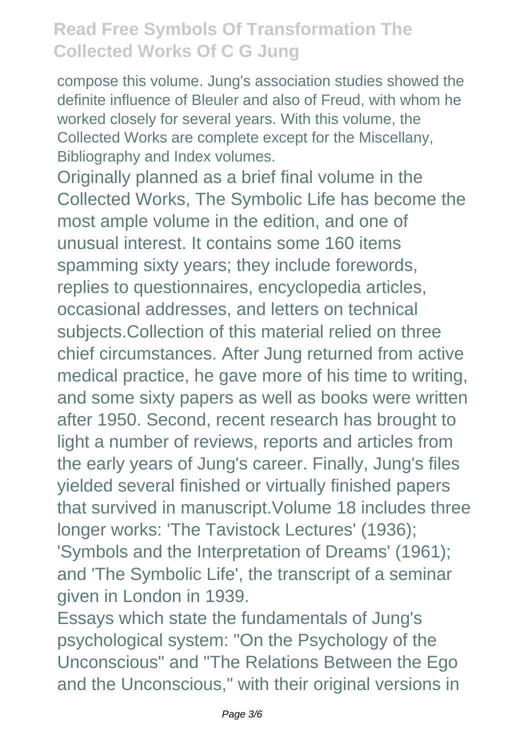compose this volume. Jung's association studies showed the definite influence of Bleuler and also of Freud, with whom he worked closely for several years. With this volume, the Collected Works are complete except for the Miscellany, Bibliography and Index volumes.

Originally planned as a brief final volume in the Collected Works, The Symbolic Life has become the most ample volume in the edition, and one of unusual interest. It contains some 160 items spamming sixty years; they include forewords, replies to questionnaires, encyclopedia articles, occasional addresses, and letters on technical subjects.Collection of this material relied on three chief circumstances. After Jung returned from active medical practice, he gave more of his time to writing, and some sixty papers as well as books were written after 1950. Second, recent research has brought to light a number of reviews, reports and articles from the early years of Jung's career. Finally, Jung's files yielded several finished or virtually finished papers that survived in manuscript.Volume 18 includes three longer works: 'The Tavistock Lectures' (1936); 'Symbols and the Interpretation of Dreams' (1961); and 'The Symbolic Life', the transcript of a seminar given in London in 1939.

Essays which state the fundamentals of Jung's psychological system: "On the Psychology of the Unconscious" and "The Relations Between the Ego and the Unconscious," with their original versions in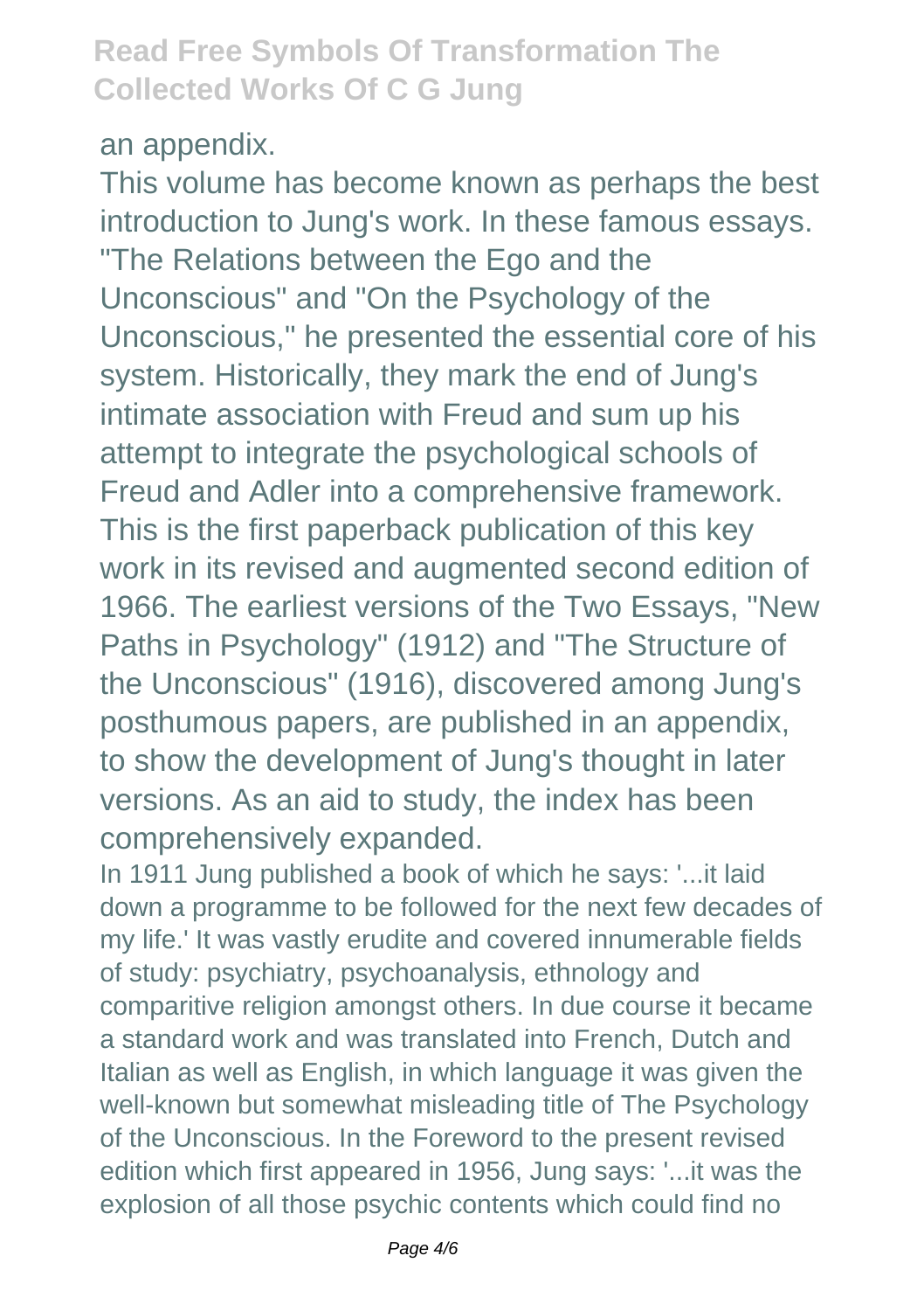an appendix.

This volume has become known as perhaps the best introduction to Jung's work. In these famous essays. "The Relations between the Ego and the Unconscious" and "On the Psychology of the Unconscious," he presented the essential core of his system. Historically, they mark the end of Jung's intimate association with Freud and sum up his attempt to integrate the psychological schools of Freud and Adler into a comprehensive framework. This is the first paperback publication of this key work in its revised and augmented second edition of 1966. The earliest versions of the Two Essays, "New Paths in Psychology" (1912) and "The Structure of the Unconscious" (1916), discovered among Jung's posthumous papers, are published in an appendix, to show the development of Jung's thought in later versions. As an aid to study, the index has been comprehensively expanded.

In 1911 Jung published a book of which he says: '...it laid down a programme to be followed for the next few decades of my life.' It was vastly erudite and covered innumerable fields of study: psychiatry, psychoanalysis, ethnology and comparitive religion amongst others. In due course it became a standard work and was translated into French, Dutch and Italian as well as English, in which language it was given the well-known but somewhat misleading title of The Psychology of the Unconscious. In the Foreword to the present revised edition which first appeared in 1956, Jung says: '...it was the explosion of all those psychic contents which could find no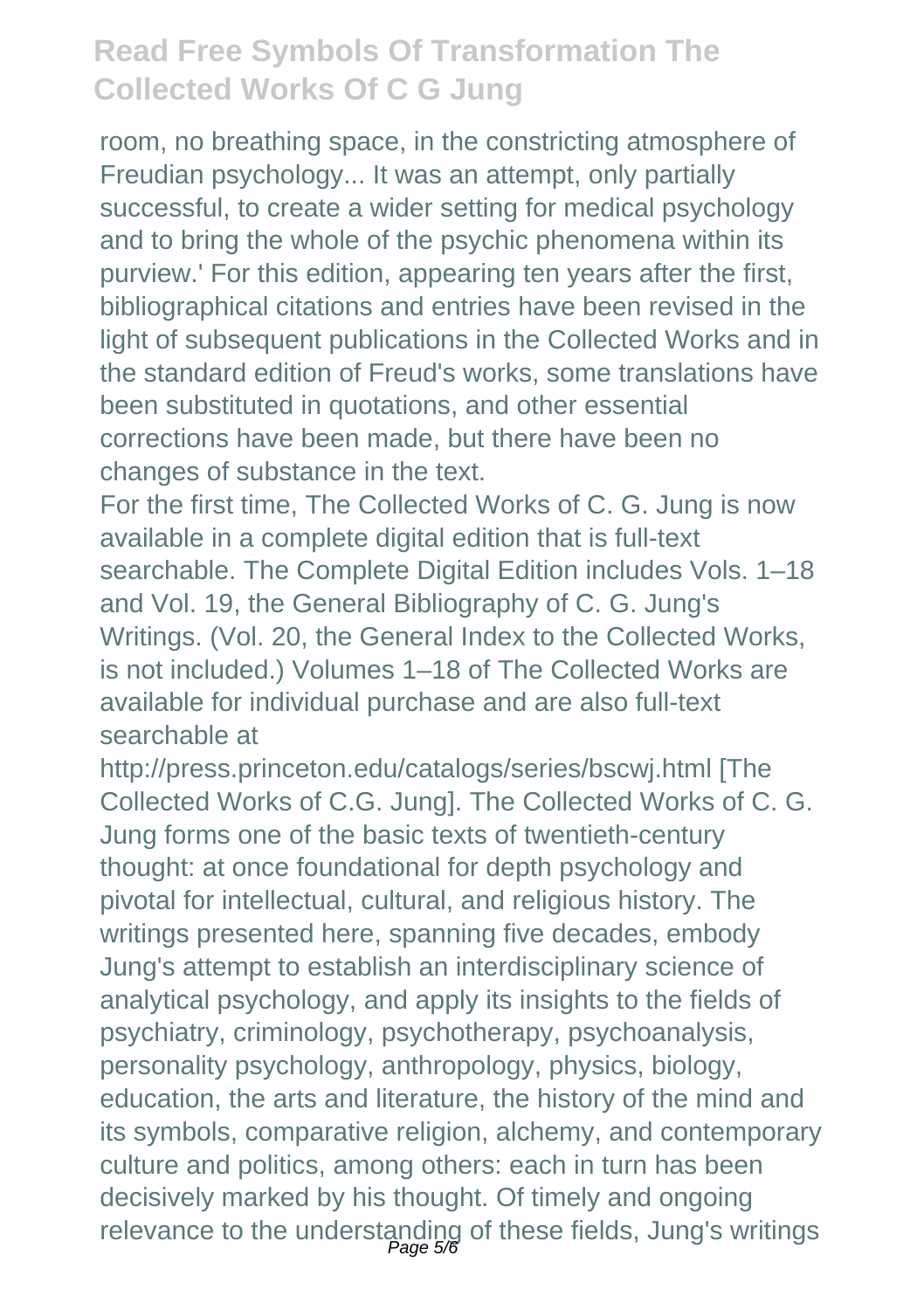room, no breathing space, in the constricting atmosphere of Freudian psychology... It was an attempt, only partially successful, to create a wider setting for medical psychology and to bring the whole of the psychic phenomena within its purview.' For this edition, appearing ten years after the first, bibliographical citations and entries have been revised in the light of subsequent publications in the Collected Works and in the standard edition of Freud's works, some translations have been substituted in quotations, and other essential corrections have been made, but there have been no changes of substance in the text.

For the first time, The Collected Works of C. G. Jung is now available in a complete digital edition that is full-text searchable. The Complete Digital Edition includes Vols. 1–18 and Vol. 19, the General Bibliography of C. G. Jung's Writings. (Vol. 20, the General Index to the Collected Works, is not included.) Volumes 1–18 of The Collected Works are available for individual purchase and are also full-text searchable at http://press.princeton.edu/catalogs/series/bscwj.html [The Collected Works of C.G. Jung]. The Collected Works of C. G. Jung forms one of the basic texts of twentieth-century thought: at once foundational for depth psychology and pivotal for intellectual, cultural, and religious history. The writings presented here, spanning five decades, embody Jung's attempt to establish an interdisciplinary science of analytical psychology, and apply its insights to the fields of psychiatry, criminology, psychotherapy, psychoanalysis, personality psychology, anthropology, physics, biology, education, the arts and literature, the history of the mind and its symbols, comparative religion, alchemy, and contemporary culture and politics, among others: each in turn has been decisively marked by his thought. Of timely and ongoing relevance to the understanding of these fields, Jung's writings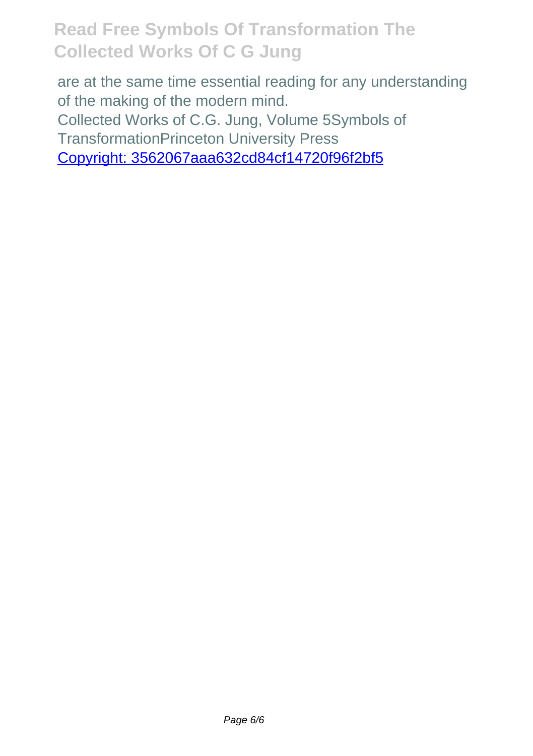are at the same time essential reading for any understanding of the making of the modern mind.

Collected Works of C.G. Jung, Volume 5Symbols of TransformationPrinceton University Press

Copyright: 3562067aaa632cd84cf14720f96f2bf5